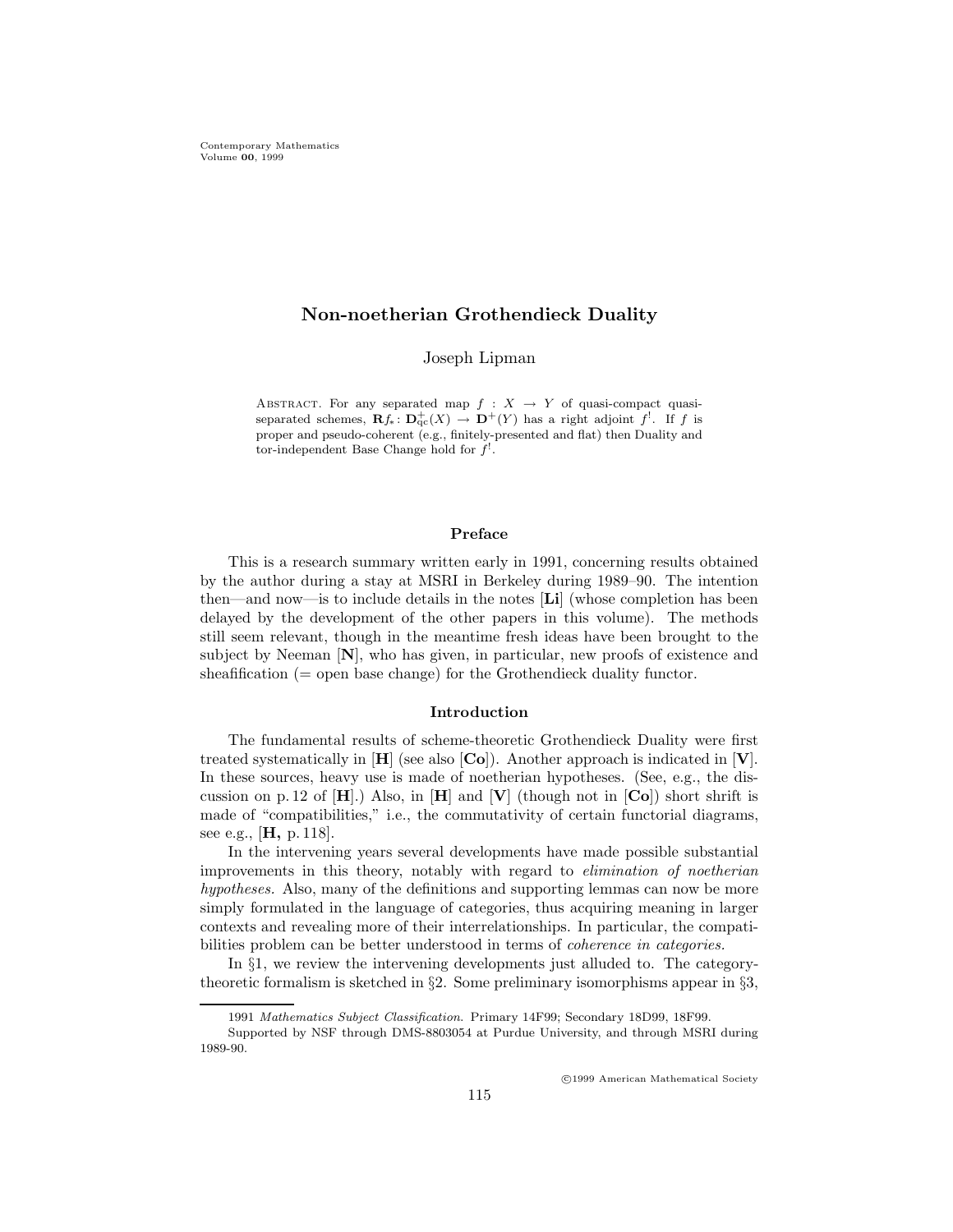# Non-noetherian Grothendieck Duality

Joseph Lipman

Abstract. For any separated map $f : X \to Y$ of quasi-compact quasi-separated schemes, $\mathbf{R}f_*\colon \mathbf{D}^+_{\mathrm{qc}}(X) \to \mathbf{D}^+(Y)$ has a right adjoint $f^!$. If $f$ is proper and pseudo-coherent (e.g., finitely-presented and flat) then Duality and tor-independent Base Change hold for $f^!$.

## Preface

This is a research summary written early in 1991, concerning results obtained by the author during a stay at MSRI in Berkeley during 1989–90. The intention then—and now—is to include details in the notes [**Li**] (whose completion has been delayed by the development of the other papers in this volume). The methods still seem relevant, though in the meantime fresh ideas have been brought to the subject by Neeman [**N**], who has given, in particular, new proofs of existence and sheafification (= open base change) for the Grothendieck duality functor.

## Introduction

The fundamental results of scheme-theoretic Grothendieck Duality were first treated systematically in [**H**] (see also [**Co**]). Another approach is indicated in [**V**]. In these sources, heavy use is made of noetherian hypotheses. (See, e.g., the discussion on p. 12 of [**H**].) Also, in [**H**] and [**V**] (though not in [**Co**]) short shrift is made of "compatibilities," i.e., the commutativity of certain functorial diagrams, see e.g., [**H,** p. 118].

In the intervening years several developments have made possible substantial improvements in this theory, notably with regard to *elimination of noetherian hypotheses.* Also, many of the definitions and supporting lemmas can now be more simply formulated in the language of categories, thus acquiring meaning in larger contexts and revealing more of their interrelationships. In particular, the compatibilities problem can be better understood in terms of *coherence in categories.*

In §1, we review the intervening developments just alluded to. The category-theoretic formalism is sketched in §2. Some preliminary isomorphisms appear in §3,

1991 *Mathematics Subject Classification.* Primary 14F99; Secondary 18D99, 18F99.

Supported by NSF through DMS-8803054 at Purdue University, and through MSRI during 1989-90.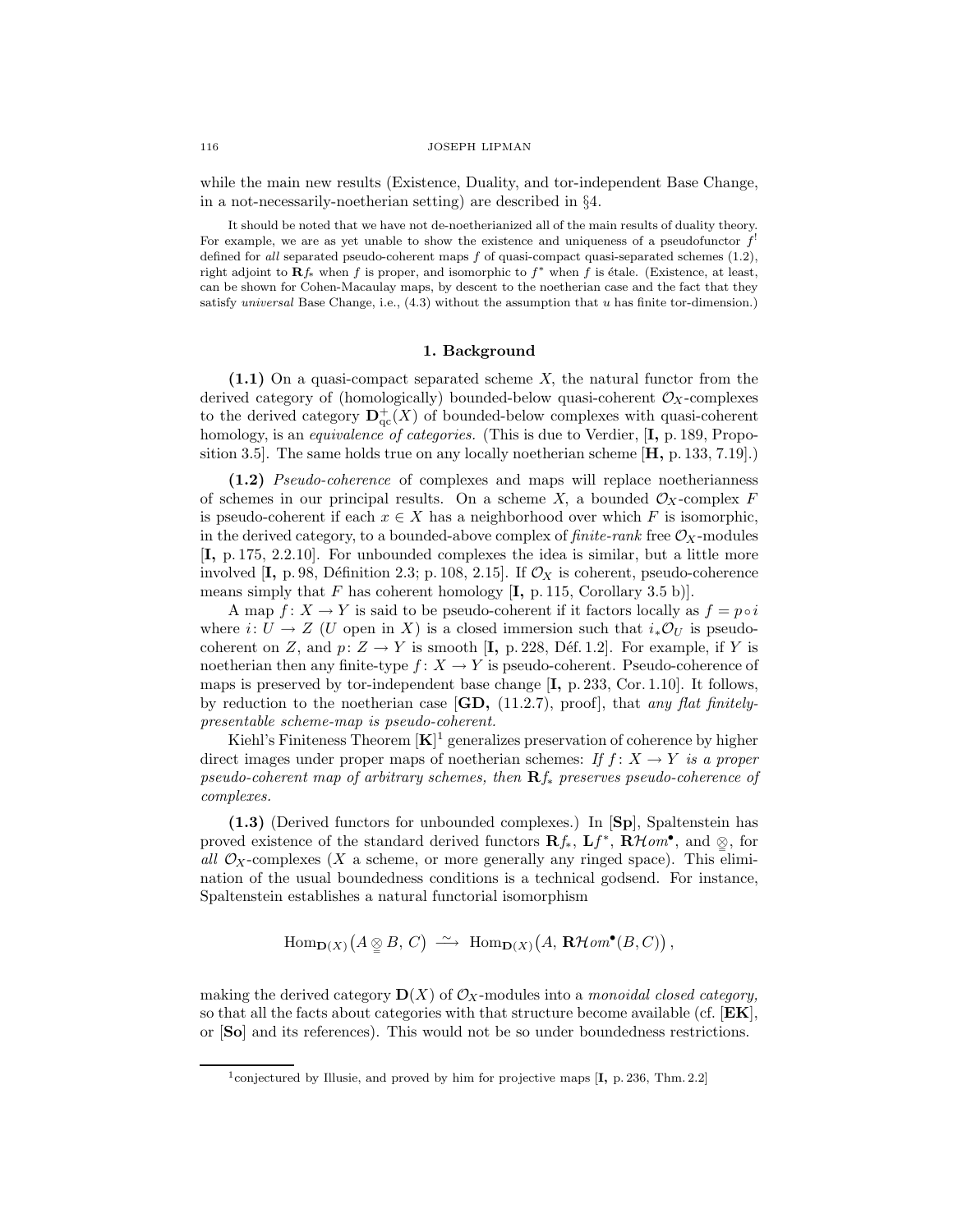while the main new results (Existence, Duality, and tor-independent Base Change, in a not-necessarily-noetherian setting) are described in §4.

It should be noted that we have not de-noetherianized all of the main results of duality theory. For example, we are as yet unable to show the existence and uniqueness of a pseudofunctor $f^!$ defined for *all* separated pseudo-coherent maps $f$ of quasi-compact quasi-separated schemes (1.2), right adjoint to $\mathbf{R}f_*$ when $f$ is proper, and isomorphic to $f^*$ when $f$ is étale. (Existence, at least, can be shown for Cohen-Macaulay maps, by descent to the noetherian case and the fact that they satisfy *universal* Base Change, i.e., (4.3) without the assumption that $u$ has finite tor-dimension.)

## 1. Background

**(1.1)** On a quasi-compact separated scheme $X$, the natural functor from the derived category of (homologically) bounded-below quasi-coherent $\mathcal{O}_X$-complexes to the derived category $\mathbf{D}^+_{\mathrm{qc}}(X)$ of bounded-below complexes with quasi-coherent homology, is an *equivalence of categories.* (This is due to Verdier, [**I,** p. 189, Proposition 3.5]. The same holds true on any locally noetherian scheme [**H,** p. 133, 7.19].)

**(1.2)** *Pseudo-coherence* of complexes and maps will replace noetherianness of schemes in our principal results. On a scheme $X$, a bounded $\mathcal{O}_X$-complex $F$ is pseudo-coherent if each $x \in X$ has a neighborhood over which $F$ is isomorphic, in the derived category, to a bounded-above complex of *finite-rank* free $\mathcal{O}_X$-modules [**I,** p. 175, 2.2.10]. For unbounded complexes the idea is similar, but a little more involved [**I,** p. 98, Définition 2.3; p. 108, 2.15]. If $\mathcal{O}_X$ is coherent, pseudo-coherence means simply that $F$ has coherent homology [**I,** p. 115, Corollary 3.5 b)].

A map $f\colon X \to Y$ is said to be pseudo-coherent if it factors locally as $f = p \circ i$ where $i\colon U \to Z$ ($U$ open in $X$) is a closed immersion such that $i_*\mathcal{O}_U$ is pseudo-coherent on $Z$, and $p\colon Z \to Y$ is smooth [**I,** p. 228, Déf. 1.2]. For example, if $Y$ is noetherian then any finite-type $f\colon X \to Y$ is pseudo-coherent. Pseudo-coherence of maps is preserved by tor-independent base change [**I,** p. 233, Cor. 1.10]. It follows, by reduction to the noetherian case [**GD,** (11.2.7), proof], that *any flat finitely-presentable scheme-map is pseudo-coherent.*

Kiehl's Finiteness Theorem [**K**][1] generalizes preservation of coherence by higher direct images under proper maps of noetherian schemes: *If $f\colon X \to Y$ is a proper pseudo-coherent map of arbitrary schemes, then $\mathbf{R}f_*$ preserves pseudo-coherence of complexes.*

**(1.3)** (Derived functors for unbounded complexes.) In [**Sp**], Spaltenstein has proved existence of the standard derived functors $\mathbf{R}f_*$, $\mathbf{L}f^*$, $\mathbf{R}\mathcal{H}om^\bullet$, and $\underset{=}{\otimes}$, for *all* $\mathcal{O}_X$-complexes ($X$ a scheme, or more generally any ringed space). This elimination of the usual boundedness conditions is a technical godsend. For instance, Spaltenstein establishes a natural functorial isomorphism

$$\mathrm{Hom}_{\mathbf{D}(X)}\big(A \underset{=}{\otimes} B,\, C\big) \ \xrightarrow{\ \sim\ }\ \mathrm{Hom}_{\mathbf{D}(X)}\big(A,\, \mathbf{R}\mathcal{H}om^\bullet(B, C)\big)\,,$$

making the derived category $\mathbf{D}(X)$ of $\mathcal{O}_X$-modules into a *monoidal closed category,* so that all the facts about categories with that structure become available (cf. [**EK**], or [**So**] and its references). This would not be so under boundedness restrictions.

[1] conjectured by Illusie, and proved by him for projective maps [**I,** p. 236, Thm. 2.2]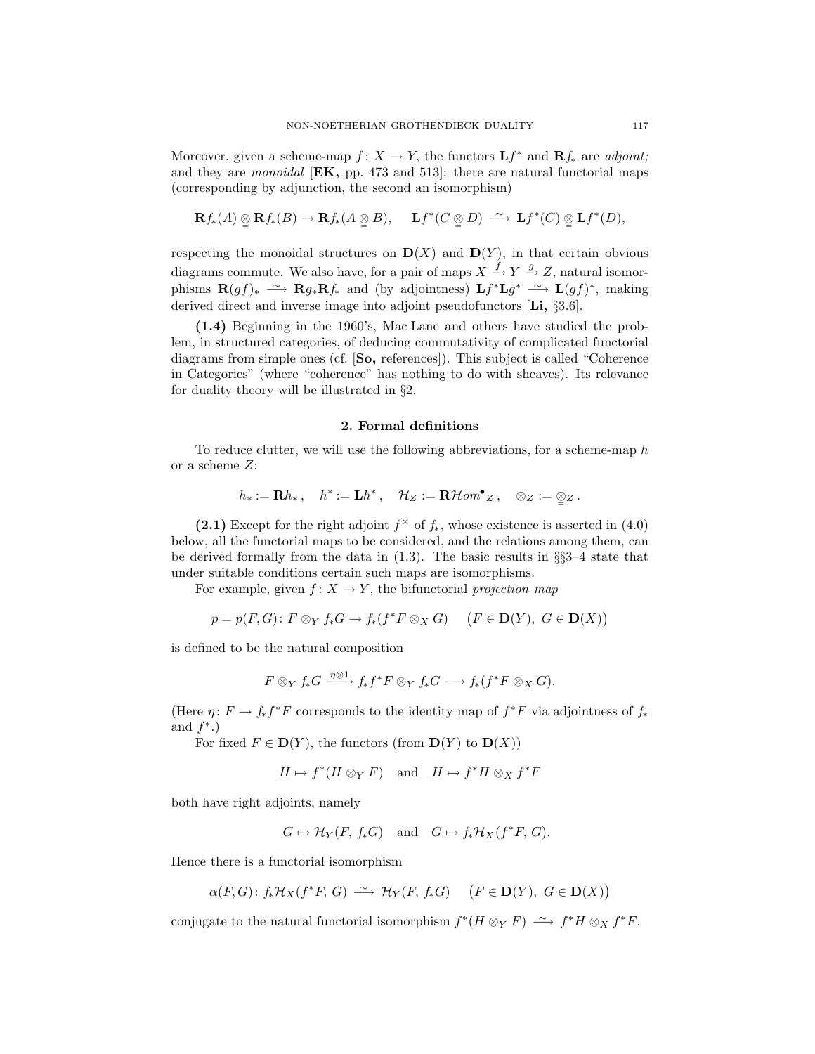Moreover, given a scheme-map $f\colon X \to Y$, the functors $\mathbf{L}f^*$ and $\mathbf{R}f_*$ are *adjoint;* and they are *monoidal* [**EK,** pp. 473 and 513]: there are natural functorial maps (corresponding by adjunction, the second an isomorphism)

$$\mathbf{R}f_*(A) \underset{=}{\otimes} \mathbf{R}f_*(B) \to \mathbf{R}f_*(A \underset{=}{\otimes} B), \qquad \mathbf{L}f^*(C \underset{=}{\otimes} D) \xrightarrow{\ \sim\ } \mathbf{L}f^*(C) \underset{=}{\otimes} \mathbf{L}f^*(D),$$

respecting the monoidal structures on $\mathbf{D}(X)$ and $\mathbf{D}(Y)$, in that certain obvious diagrams commute. We also have, for a pair of maps $X \xrightarrow{f} Y \xrightarrow{g} Z$, natural isomorphisms $\mathbf{R}(gf)_* \xrightarrow{\ \sim\ } \mathbf{R}g_*\mathbf{R}f_*$ and (by adjointness) $\mathbf{L}f^*\mathbf{L}g^* \xrightarrow{\ \sim\ } \mathbf{L}(gf)^*$, making derived direct and inverse image into adjoint pseudofunctors [**Li,** §3.6].

**(1.4)** Beginning in the 1960's, Mac Lane and others have studied the problem, in structured categories, of deducing commutativity of complicated functorial diagrams from simple ones (cf. [**So,** references]). This subject is called "Coherence in Categories" (where "coherence" has nothing to do with sheaves). Its relevance for duality theory will be illustrated in §2.

## 2. Formal definitions

To reduce clutter, we will use the following abbreviations, for a scheme-map $h$ or a scheme $Z$:

$$h_* := \mathbf{R}h_*\,, \quad h^* := \mathbf{L}h^*\,, \quad \mathcal{H}_Z := \mathbf{R}\mathcal{H}om^{\bullet}{}_Z\,, \quad \otimes_Z := \underset{=}{\otimes}_Z\,.$$

**(2.1)** Except for the right adjoint $f^{\times}$ of $f_*$, whose existence is asserted in (4.0) below, all the functorial maps to be considered, and the relations among them, can be derived formally from the data in (1.3). The basic results in §§3–4 state that under suitable conditions certain such maps are isomorphisms.

For example, given $f\colon X \to Y$, the bifunctorial *projection map*

$$p = p(F,G)\colon F \otimes_Y f_*G \to f_*(f^*F \otimes_X G) \qquad \big(F \in \mathbf{D}(Y),\ G \in \mathbf{D}(X)\big)$$

is defined to be the natural composition

$$F \otimes_Y f_*G \xrightarrow{\eta\otimes 1} f_*f^*F \otimes_Y f_*G \longrightarrow f_*(f^*F \otimes_X G).$$

(Here $\eta\colon F \to f_*f^*F$ corresponds to the identity map of $f^*F$ via adjointness of $f_*$ and $f^*$.)

For fixed $F \in \mathbf{D}(Y)$, the functors (from $\mathbf{D}(Y)$ to $\mathbf{D}(X)$)

$$H \mapsto f^*(H \otimes_Y F) \quad \text{and} \quad H \mapsto f^*H \otimes_X f^*F$$

both have right adjoints, namely

$$G \mapsto \mathcal{H}_Y(F,\, f_*G) \quad \text{and} \quad G \mapsto f_*\mathcal{H}_X(f^*F,\, G).$$

Hence there is a functorial isomorphism

$$\alpha(F,G)\colon f_*\mathcal{H}_X(f^*F,\, G) \xrightarrow{\ \sim\ } \mathcal{H}_Y(F,\, f_*G) \qquad \big(F \in \mathbf{D}(Y),\ G \in \mathbf{D}(X)\big)$$

conjugate to the natural functorial isomorphism $f^*(H \otimes_Y F) \xrightarrow{\ \sim\ } f^*H \otimes_X f^*F$.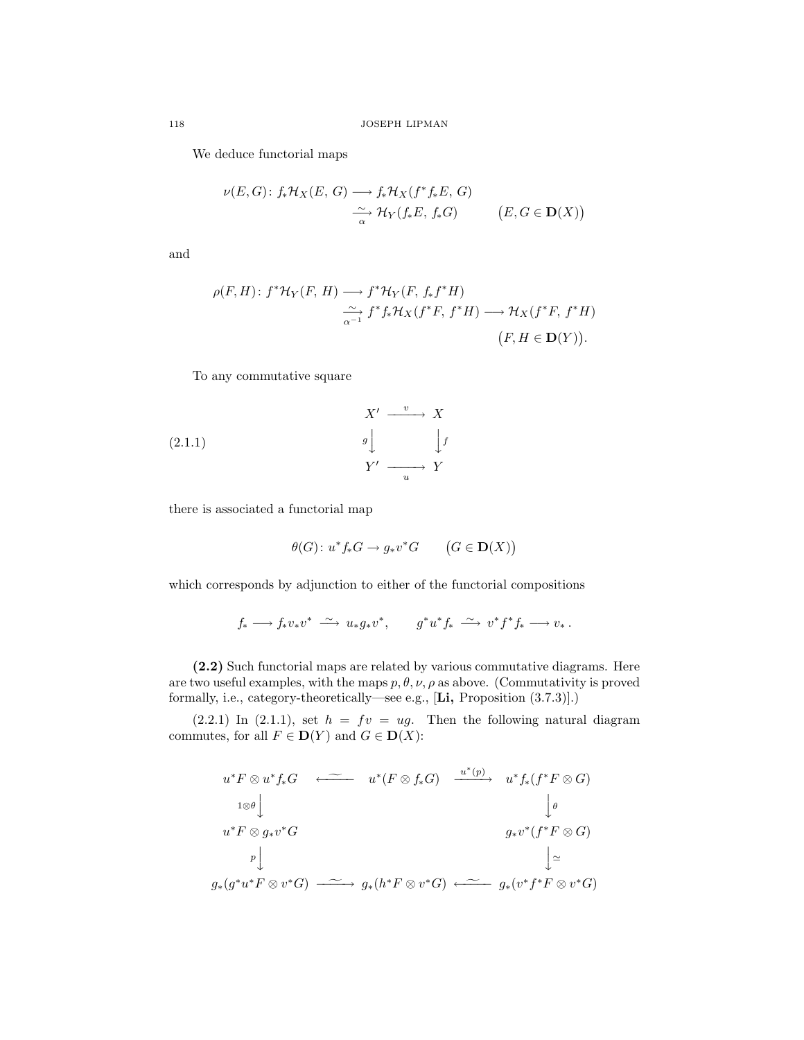We deduce functorial maps

$$
\begin{aligned}
\nu(E,G)\colon f_*\mathcal{H}_X(E,\,G) &\longrightarrow f_*\mathcal{H}_X(f^*f_*E,\,G)\\
&\xrightarrow[\alpha]{\sim} \mathcal{H}_Y(f_*E,\,f_*G) \qquad \big(E,G\in\mathbf{D}(X)\big)
\end{aligned}
$$

and

$$
\begin{aligned}
\rho(F,H)\colon f^*\mathcal{H}_Y(F,\,H) &\longrightarrow f^*\mathcal{H}_Y(F,\,f_*f^*H)\\
&\xrightarrow[\alpha^{-1}]{\sim} f^*f_*\mathcal{H}_X(f^*F,\,f^*H) \longrightarrow \mathcal{H}_X(f^*F,\,f^*H)\\
&\qquad\qquad\qquad\qquad\qquad\qquad \big(F,H\in\mathbf{D}(Y)\big).
\end{aligned}
$$

To any commutative square

$$
\begin{array}{ccc}
X' & \xrightarrow{\ v\ } & X\\
{\scriptstyle g}\big\downarrow & & \big\downarrow{\scriptstyle f}\\
Y' & \xrightarrow[\ u\ ]{} & Y
\end{array}
\tag{2.1.1}
$$

there is associated a functorial map

$$
\theta(G)\colon u^*f_*G\to g_*v^*G \qquad \big(G\in\mathbf{D}(X)\big)
$$

which corresponds by adjunction to either of the functorial compositions

$$
f_*\longrightarrow f_*v_*v^* \xrightarrow{\ \sim\ } u_*g_*v^*, \qquad g^*u^*f_* \xrightarrow{\ \sim\ } v^*f^*f_*\longrightarrow v_*\,.
$$

**(2.2)** Such functorial maps are related by various commutative diagrams. Here are two useful examples, with the maps $p,\theta,\nu,\rho$ as above. (Commutativity is proved formally, i.e., category-theoretically—see e.g., [**Li,** Proposition (3.7.3)].)

(2.2.1) In (2.1.1), set $h=fv=ug$. Then the following natural diagram commutes, for all $F\in\mathbf{D}(Y)$ and $G\in\mathbf{D}(X)$:

$$
\begin{array}{ccccc}
u^*F\otimes u^*f_*G & \xleftarrow{\ \sim\ } & u^*(F\otimes f_*G) & \xrightarrow{\ u^*(p)\ } & u^*f_*(f^*F\otimes G)\\
{\scriptstyle 1\otimes\theta}\big\downarrow & & & & \big\downarrow{\scriptstyle\theta}\\
u^*F\otimes g_*v^*G & & & & g_*v^*(f^*F\otimes G)\\
{\scriptstyle p}\big\downarrow & & & & \big\downarrow{\scriptstyle\simeq}\\
g_*(g^*u^*F\otimes v^*G) & \xrightarrow{\ \sim\ } & g_*(h^*F\otimes v^*G) & \xleftarrow{\ \sim\ } & g_*(v^*f^*F\otimes v^*G)
\end{array}
$$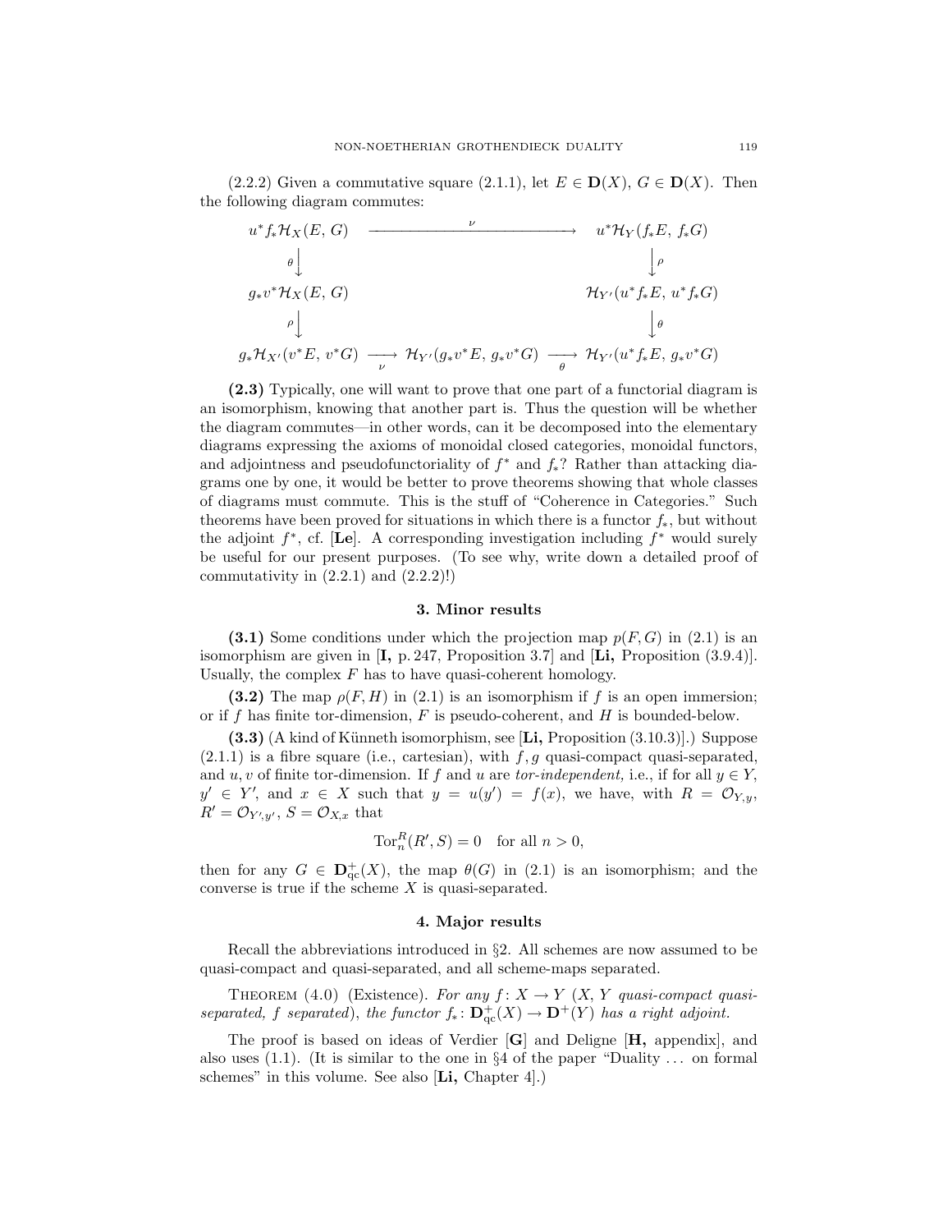(2.2.2) Given a commutative square (2.1.1), let $E \in \mathbf{D}(X)$, $G \in \mathbf{D}(X)$. Then the following diagram commutes:

$$
\begin{array}{ccc}
u^*f_*\mathcal{H}_X(E,\,G) & \xrightarrow{\qquad\qquad\nu\qquad\qquad} & u^*\mathcal{H}_Y(f_*E,\,f_*G) \\
\theta\big\downarrow & & \big\downarrow\rho \\
g_*v^*\mathcal{H}_X(E,\,G) & & \mathcal{H}_{Y'}(u^*f_*E,\,u^*f_*G) \\
\rho\big\downarrow & & \big\downarrow\theta \\
g_*\mathcal{H}_{X'}(v^*E,\,v^*G) \xrightarrow[\nu]{} \mathcal{H}_{Y'}(g_*v^*E,\,g_*v^*G) & \xrightarrow[\theta]{} & \mathcal{H}_{Y'}(u^*f_*E,\,g_*v^*G)
\end{array}
$$

**(2.3)** Typically, one will want to prove that one part of a functorial diagram is an isomorphism, knowing that another part is. Thus the question will be whether the diagram commutes—in other words, can it be decomposed into the elementary diagrams expressing the axioms of monoidal closed categories, monoidal functors, and adjointness and pseudofunctoriality of $f^*$ and $f_*$? Rather than attacking diagrams one by one, it would be better to prove theorems showing that whole classes of diagrams must commute. This is the stuff of "Coherence in Categories." Such theorems have been proved for situations in which there is a functor $f_*$, but without the adjoint $f^*$, cf. [**Le**]. A corresponding investigation including $f^*$ would surely be useful for our present purposes. (To see why, write down a detailed proof of commutativity in (2.2.1) and (2.2.2)!)

## 3. Minor results

**(3.1)** Some conditions under which the projection map $p(F, G)$ in (2.1) is an isomorphism are given in [**I,** p. 247, Proposition 3.7] and [**Li,** Proposition (3.9.4)]. Usually, the complex $F$ has to have quasi-coherent homology.

**(3.2)** The map $\rho(F, H)$ in (2.1) is an isomorphism if $f$ is an open immersion; or if $f$ has finite tor-dimension, $F$ is pseudo-coherent, and $H$ is bounded-below.

**(3.3)** (A kind of Künneth isomorphism, see [**Li,** Proposition (3.10.3)].) Suppose (2.1.1) is a fibre square (i.e., cartesian), with $f, g$ quasi-compact quasi-separated, and $u, v$ of finite tor-dimension. If $f$ and $u$ are *tor-independent,* i.e., if for all $y \in Y$, $y' \in Y'$, and $x \in X$ such that $y = u(y') = f(x)$, we have, with $R = \mathcal{O}_{Y,y}$, $R' = \mathcal{O}_{Y',y'}$, $S = \mathcal{O}_{X,x}$ that

$$\mathrm{Tor}_n^R(R', S) = 0 \quad \text{for all } n > 0,$$

then for any $G \in \mathbf{D}^+_{\mathrm{qc}}(X)$, the map $\theta(G)$ in (2.1) is an isomorphism; and the converse is true if the scheme $X$ is quasi-separated.

## 4. Major results

Recall the abbreviations introduced in §2. All schemes are now assumed to be quasi-compact and quasi-separated, and all scheme-maps separated.

THEOREM (4.0) (Existence). *For any $f\colon X \to Y$ ($X$, $Y$ quasi-compact quasi-separated, $f$ separated), the functor $f_*\colon \mathbf{D}^+_{\mathrm{qc}}(X) \to \mathbf{D}^+(Y)$ has a right adjoint.*

The proof is based on ideas of Verdier [**G**] and Deligne [**H,** appendix], and also uses (1.1). (It is similar to the one in §4 of the paper "Duality ... on formal schemes" in this volume. See also [**Li,** Chapter 4].)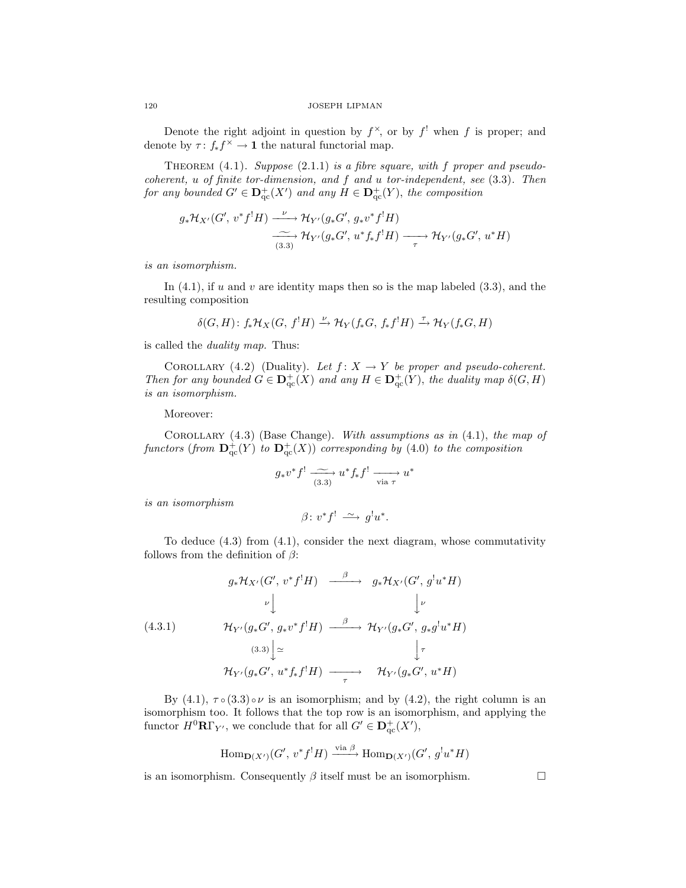Denote the right adjoint in question by $f^\times$, or by $f^!$ when $f$ is proper; and denote by $\tau\colon f_*f^\times \to \mathbf{1}$ the natural functorial map.

Theorem (4.1). *Suppose* (2.1.1) *is a fibre square, with $f$ proper and pseudo-coherent, $u$ of finite tor-dimension, and $f$ and $u$ tor-independent, see* (3.3). *Then for any bounded $G' \in \mathbf{D}^+_{\mathrm{qc}}(X')$ and any $H \in \mathbf{D}^+_{\mathrm{qc}}(Y)$, the composition*

$$
\begin{aligned}
g_*\mathcal{H}_{X'}(G',\, v^*f^!H) &\xrightarrow{\ \nu\ } \mathcal{H}_{Y'}(g_*G',\, g_*v^*f^!H)\\
&\underset{(3.3)}{\xrightarrow{\ \sim\ }} \mathcal{H}_{Y'}(g_*G',\, u^*f_*f^!H) \underset{\tau}{\longrightarrow} \mathcal{H}_{Y'}(g_*G',\, u^*H)
\end{aligned}
$$

*is an isomorphism.*

In (4.1), if $u$ and $v$ are identity maps then so is the map labeled (3.3), and the resulting composition

$$
\delta(G,H)\colon f_*\mathcal{H}_X(G,\, f^!H) \xrightarrow{\nu} \mathcal{H}_Y(f_*G,\, f_*f^!H) \xrightarrow{\tau} \mathcal{H}_Y(f_*G, H)
$$

is called the *duality map*. Thus:

Corollary (4.2) (Duality). *Let $f\colon X \to Y$ be proper and pseudo-coherent. Then for any bounded $G \in \mathbf{D}^+_{\mathrm{qc}}(X)$ and any $H \in \mathbf{D}^+_{\mathrm{qc}}(Y)$, the duality map $\delta(G,H)$ is an isomorphism.*

Moreover:

Corollary (4.3) (Base Change). *With assumptions as in* (4.1), *the map of functors* (*from $\mathbf{D}^+_{\mathrm{qc}}(Y)$ to $\mathbf{D}^+_{\mathrm{qc}}(X)$*) *corresponding by* (4.0) *to the composition*

$$
g_*v^*f^! \underset{(3.3)}{\xrightarrow{\ \sim\ }} u^*f_*f^! \underset{\text{via } \tau}{\longrightarrow} u^*
$$

*is an isomorphism*

$$
\beta\colon v^*f^! \xrightarrow{\ \sim\ } g^!u^*.
$$

To deduce (4.3) from (4.1), consider the next diagram, whose commutativity follows from the definition of $\beta$:

$$
(4.3.1)\qquad
\begin{array}{ccc}
g_*\mathcal{H}_{X'}(G',\, v^*f^!H) & \xrightarrow{\ \beta\ } & g_*\mathcal{H}_{X'}(G',\, g^!u^*H)\\
\nu\big\downarrow & & \big\downarrow\nu\\
\mathcal{H}_{Y'}(g_*G',\, g_*v^*f^!H) & \xrightarrow{\ \beta\ } & \mathcal{H}_{Y'}(g_*G',\, g_*g^!u^*H)\\
(3.3)\big\downarrow\simeq & & \big\downarrow\tau\\
\mathcal{H}_{Y'}(g_*G',\, u^*f_*f^!H) & \underset{\tau}{\longrightarrow} & \mathcal{H}_{Y'}(g_*G',\, u^*H)
\end{array}
$$

By (4.1), $\tau \circ (3.3) \circ \nu$ is an isomorphism; and by (4.2), the right column is an isomorphism too. It follows that the top row is an isomorphism, and applying the functor $H^0\mathbf{R}\Gamma_{Y'}$, we conclude that for all $G' \in \mathbf{D}^+_{\mathrm{qc}}(X')$,

$$
\mathrm{Hom}_{\mathbf{D}(X')}(G',\, v^*f^!H) \xrightarrow{\text{via } \beta} \mathrm{Hom}_{\mathbf{D}(X')}(G',\, g^!u^*H)
$$

is an isomorphism. Consequently $\beta$ itself must be an isomorphism. $\square$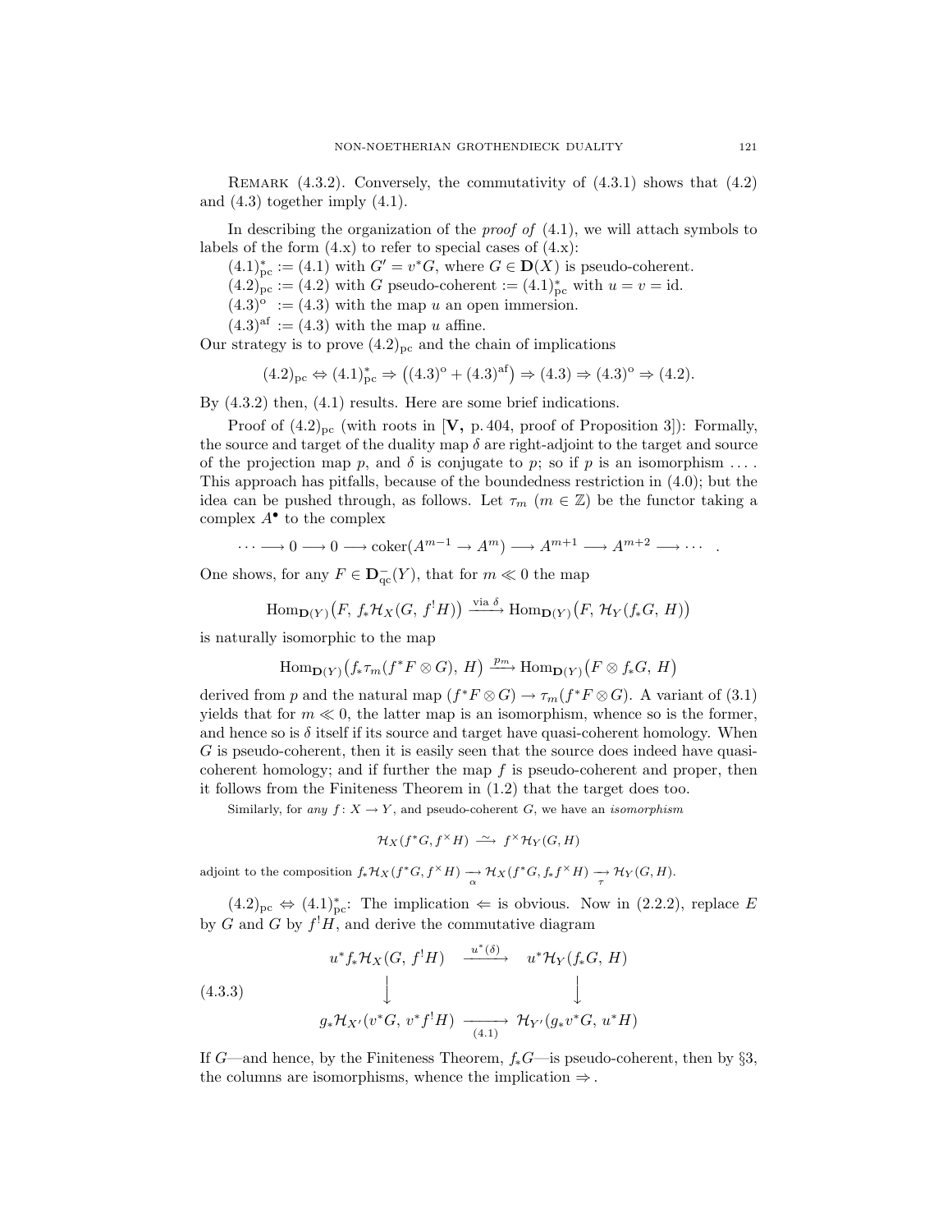Remark (4.3.2). Conversely, the commutativity of (4.3.1) shows that (4.2) and (4.3) together imply (4.1).

In describing the organization of the *proof of* (4.1), we will attach symbols to labels of the form (4.x) to refer to special cases of (4.x):

$(4.1)^*_{\mathrm{pc}} :=$ (4.1) with $G' = v^*G$, where $G \in \mathbf{D}(X)$ is pseudo-coherent.

$(4.2)_{\mathrm{pc}} :=$ (4.2) with $G$ pseudo-coherent $:= (4.1)^*_{\mathrm{pc}}$ with $u = v = \mathrm{id}$.

$(4.3)^{\mathrm{o}} :=$ (4.3) with the map $u$ an open immersion.

$(4.3)^{\mathrm{af}} :=$ (4.3) with the map $u$ affine.

Our strategy is to prove $(4.2)_{\mathrm{pc}}$ and the chain of implications

$$(4.2)_{\mathrm{pc}} \Leftrightarrow (4.1)^*_{\mathrm{pc}} \Rightarrow \big((4.3)^{\mathrm{o}} + (4.3)^{\mathrm{af}}\big) \Rightarrow (4.3) \Rightarrow (4.3)^{\mathrm{o}} \Rightarrow (4.2).$$

By (4.3.2) then, (4.1) results. Here are some brief indications.

Proof of $(4.2)_{\mathrm{pc}}$ (with roots in [**V,** p. 404, proof of Proposition 3]): Formally, the source and target of the duality map $\delta$ are right-adjoint to the target and source of the projection map $p$, and $\delta$ is conjugate to $p$; so if $p$ is an isomorphism .... This approach has pitfalls, because of the boundedness restriction in (4.0); but the idea can be pushed through, as follows. Let $\tau_m$ ($m \in \mathbb{Z}$) be the functor taking a complex $A^\bullet$ to the complex

$$\cdots \longrightarrow 0 \longrightarrow 0 \longrightarrow \operatorname{coker}(A^{m-1} \to A^m) \longrightarrow A^{m+1} \longrightarrow A^{m+2} \longrightarrow \cdots \quad .$$

One shows, for any $F \in \mathbf{D}^-_{\mathrm{qc}}(Y)$, that for $m \ll 0$ the map

$$\operatorname{Hom}_{\mathbf{D}(Y)}\big(F,\, f_*\mathcal{H}_X(G,\, f^!H)\big) \xrightarrow{\text{via } \delta} \operatorname{Hom}_{\mathbf{D}(Y)}\big(F,\, \mathcal{H}_Y(f_*G,\, H)\big)$$

is naturally isomorphic to the map

$$\operatorname{Hom}_{\mathbf{D}(Y)}\big(f_*\tau_m(f^*F \otimes G),\, H\big) \xrightarrow{p_m} \operatorname{Hom}_{\mathbf{D}(Y)}\big(F \otimes f_*G,\, H\big)$$

derived from $p$ and the natural map $(f^*F \otimes G) \to \tau_m(f^*F \otimes G)$. A variant of (3.1) yields that for $m \ll 0$, the latter map is an isomorphism, whence so is the former, and hence so is $\delta$ itself if its source and target have quasi-coherent homology. When $G$ is pseudo-coherent, then it is easily seen that the source does indeed have quasi-coherent homology; and if further the map $f$ is pseudo-coherent and proper, then it follows from the Finiteness Theorem in (1.2) that the target does too.

Similarly, for *any* $f\colon X \to Y$, and pseudo-coherent $G$, we have an *isomorphism*

$$\mathcal{H}_X(f^*G, f^\times H) \xrightarrow{\;\sim\;} f^\times \mathcal{H}_Y(G, H)$$

adjoint to the composition $f_*\mathcal{H}_X(f^*G, f^\times H) \underset{\alpha}{\longrightarrow} \mathcal{H}_X(f^*G, f_*f^\times H) \underset{\tau}{\longrightarrow} \mathcal{H}_Y(G, H)$.

$(4.2)_{\mathrm{pc}} \Leftrightarrow (4.1)^*_{\mathrm{pc}}$: The implication $\Leftarrow$ is obvious. Now in (2.2.2), replace $E$ by $G$ and $G$ by $f^!H$, and derive the commutative diagram

$$
\begin{array}{ccc}
u^*f_*\mathcal{H}_X(G,\, f^!H) & \xrightarrow{\;u^*(\delta)\;} & u^*\mathcal{H}_Y(f_*G,\, H) \\
\Big\downarrow & & \Big\downarrow \\
g_*\mathcal{H}_{X'}(v^*G,\, v^*f^!H) & \underset{(4.1)}{\longrightarrow} & \mathcal{H}_{Y'}(g_*v^*G,\, u^*H)
\end{array}
\tag{4.3.3}
$$

If $G$—and hence, by the Finiteness Theorem, $f_*G$—is pseudo-coherent, then by §3, the columns are isomorphisms, whence the implication $\Rightarrow$.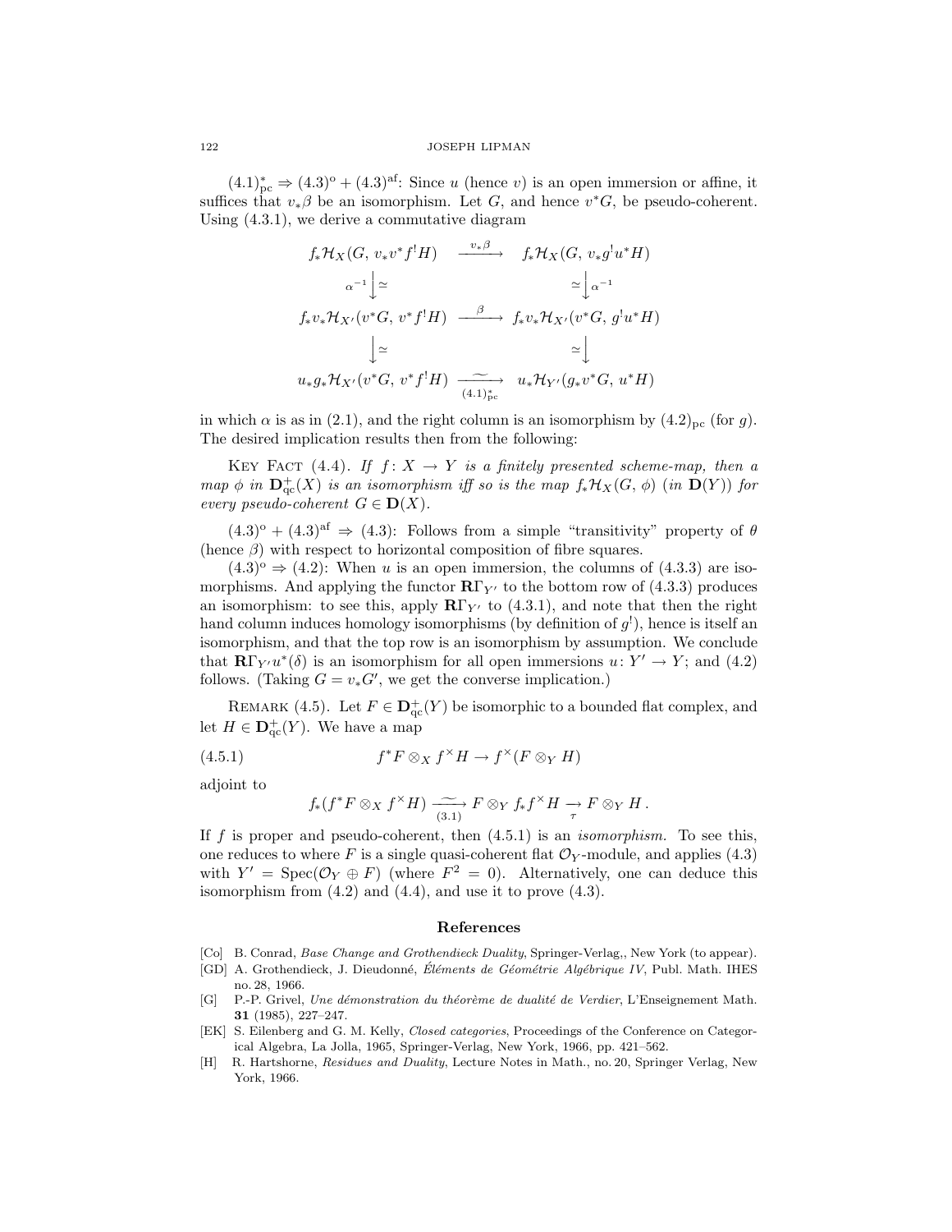$(4.1)^*_{\mathrm{pc}} \Rightarrow (4.3)^{\mathrm{o}} + (4.3)^{\mathrm{af}}$: Since $u$ (hence $v$) is an open immersion or affine, it suffices that $v_*\beta$ be an isomorphism. Let $G$, and hence $v^*G$, be pseudo-coherent. Using (4.3.1), we derive a commutative diagram

$$
\begin{array}{ccc}
f_*\mathcal{H}_X(G,\, v_*v^*f^!H) & \xrightarrow{\;v_*\beta\;} & f_*\mathcal{H}_X(G,\, v_*g^!u^*H) \\
{\scriptstyle\alpha^{-1}}\big\downarrow{\scriptstyle\simeq} & & {\scriptstyle\simeq}\big\downarrow{\scriptstyle\alpha^{-1}} \\
f_*v_*\mathcal{H}_{X'}(v^*G,\, v^*f^!H) & \xrightarrow{\;\beta\;} & f_*v_*\mathcal{H}_{X'}(v^*G,\, g^!u^*H) \\
\big\downarrow{\scriptstyle\simeq} & & {\scriptstyle\simeq}\big\downarrow \\
u_*g_*\mathcal{H}_{X'}(v^*G,\, v^*f^!H) & \underset{(4.1)^*_{\mathrm{pc}}}{\xrightarrow{\;\sim\;}} & u_*\mathcal{H}_{Y'}(g_*v^*G,\, u^*H)
\end{array}
$$

in which $\alpha$ is as in (2.1), and the right column is an isomorphism by $(4.2)_{\mathrm{pc}}$ (for $g$). The desired implication results then from the following:

Key Fact (4.4). *If $f\colon X \to Y$ is a finitely presented scheme-map, then a map $\phi$ in $\mathbf{D}^+_{\mathrm{qc}}(X)$ is an isomorphism iff so is the map $f_*\mathcal{H}_X(G,\,\phi)$ (in $\mathbf{D}(Y)$) for every pseudo-coherent $G \in \mathbf{D}(X)$.*

$(4.3)^{\mathrm{o}} + (4.3)^{\mathrm{af}} \Rightarrow (4.3)$: Follows from a simple "transitivity" property of $\theta$ (hence $\beta$) with respect to horizontal composition of fibre squares.

$(4.3)^{\mathrm{o}} \Rightarrow (4.2)$: When $u$ is an open immersion, the columns of (4.3.3) are isomorphisms. And applying the functor $\mathbf{R}\Gamma_{Y'}$ to the bottom row of (4.3.3) produces an isomorphism: to see this, apply $\mathbf{R}\Gamma_{Y'}$ to (4.3.1), and note that then the right hand column induces homology isomorphisms (by definition of $g^!$), hence is itself an isomorphism, and that the top row is an isomorphism by assumption. We conclude that $\mathbf{R}\Gamma_{Y'}u^*(\delta)$ is an isomorphism for all open immersions $u\colon Y' \to Y$; and (4.2) follows. (Taking $G = v_*G'$, we get the converse implication.)

Remark (4.5). Let $F \in \mathbf{D}^+_{\mathrm{qc}}(Y)$ be isomorphic to a bounded flat complex, and let $H \in \mathbf{D}^+_{\mathrm{qc}}(Y)$. We have a map

$$
f^*F \otimes_X f^{\times}H \to f^{\times}(F \otimes_Y H) \tag{4.5.1}
$$

adjoint to

$$
f_*(f^*F \otimes_X f^{\times}H) \underset{(3.1)}{\xrightarrow{\;\sim\;}} F \otimes_Y f_*f^{\times}H \underset{\tau}{\to} F \otimes_Y H\,.
$$

If $f$ is proper and pseudo-coherent, then (4.5.1) is an *isomorphism.* To see this, one reduces to where $F$ is a single quasi-coherent flat $\mathcal{O}_Y$-module, and applies (4.3) with $Y' = \operatorname{Spec}(\mathcal{O}_Y \oplus F)$ (where $F^2 = 0$). Alternatively, one can deduce this isomorphism from (4.2) and (4.4), and use it to prove (4.3).

## References

- [Co] B. Conrad, *Base Change and Grothendieck Duality*, Springer-Verlag,, New York (to appear).
- [GD] A. Grothendieck, J. Dieudonné, *Éléments de Géométrie Algébrique IV*, Publ. Math. IHES no. 28, 1966.
- [G] P.-P. Grivel, *Une démonstration du théorème de dualité de Verdier*, L'Enseignement Math. **31** (1985), 227–247.
- [EK] S. Eilenberg and G. M. Kelly, *Closed categories*, Proceedings of the Conference on Categorical Algebra, La Jolla, 1965, Springer-Verlag, New York, 1966, pp. 421–562.
- [H] R. Hartshorne, *Residues and Duality*, Lecture Notes in Math., no. 20, Springer Verlag, New York, 1966.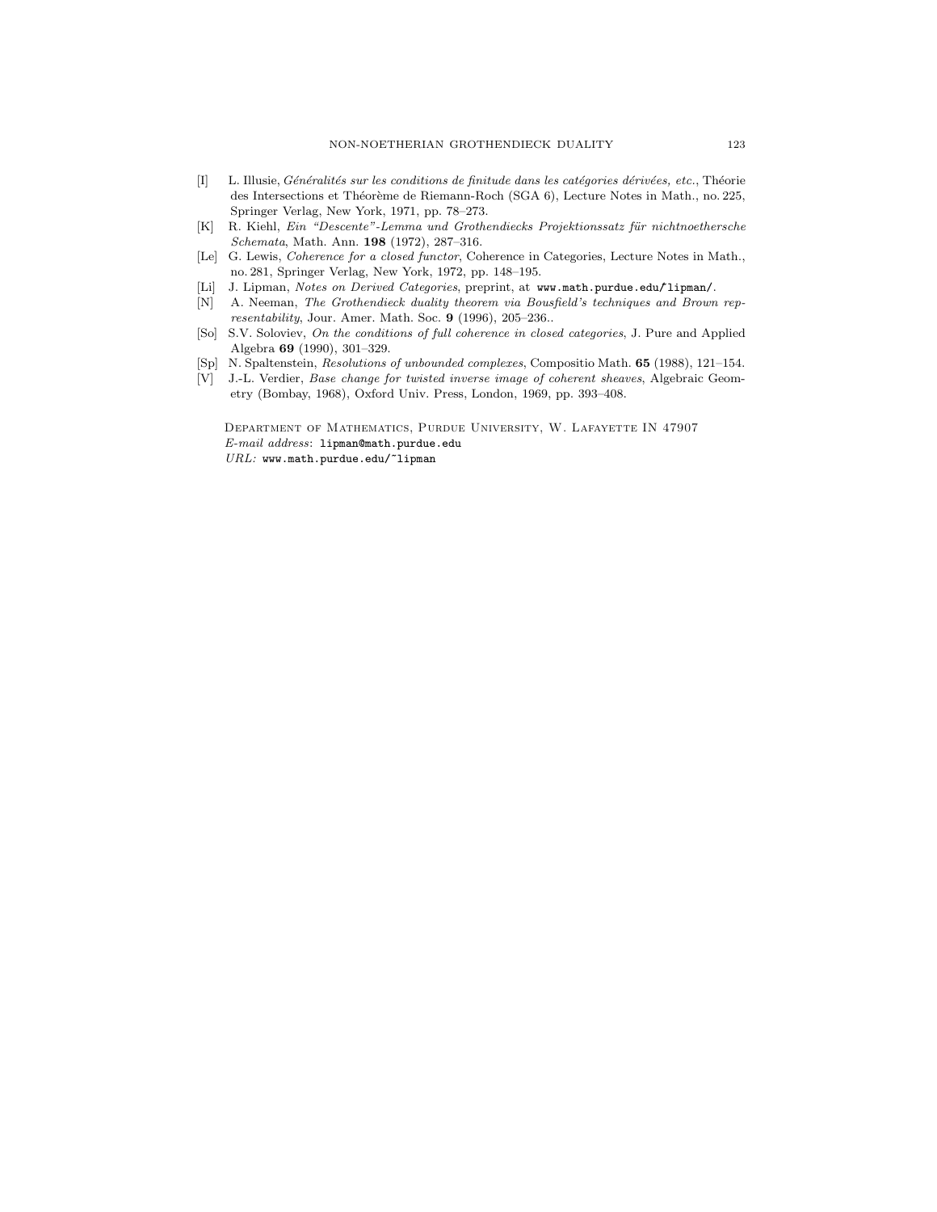- [I] L. Illusie, *Généralités sur les conditions de finitude dans les catégories dérivées, etc.*, Théorie des Intersections et Théorème de Riemann-Roch (SGA 6), Lecture Notes in Math., no. 225, Springer Verlag, New York, 1971, pp. 78–273.
- [K] R. Kiehl, *Ein "Descente"-Lemma und Grothendiecks Projektionssatz für nichtnoethersche Schemata*, Math. Ann. **198** (1972), 287–316.
- [Le] G. Lewis, *Coherence for a closed functor*, Coherence in Categories, Lecture Notes in Math., no. 281, Springer Verlag, New York, 1972, pp. 148–195.
- [Li] J. Lipman, *Notes on Derived Categories*, preprint, at `www.math.purdue.edu/~lipman/`.
- [N] A. Neeman, *The Grothendieck duality theorem via Bousfield's techniques and Brown representability*, Jour. Amer. Math. Soc. **9** (1996), 205–236..
- [So] S.V. Soloviev, *On the conditions of full coherence in closed categories*, J. Pure and Applied Algebra **69** (1990), 301–329.
- [Sp] N. Spaltenstein, *Resolutions of unbounded complexes*, Compositio Math. **65** (1988), 121–154.
- [V] J.-L. Verdier, *Base change for twisted inverse image of coherent sheaves*, Algebraic Geometry (Bombay, 1968), Oxford Univ. Press, London, 1969, pp. 393–408.

Department of Mathematics, Purdue University, W. Lafayette IN 47907
*E-mail address*: `lipman@math.purdue.edu`
*URL*: `www.math.purdue.edu/~lipman`